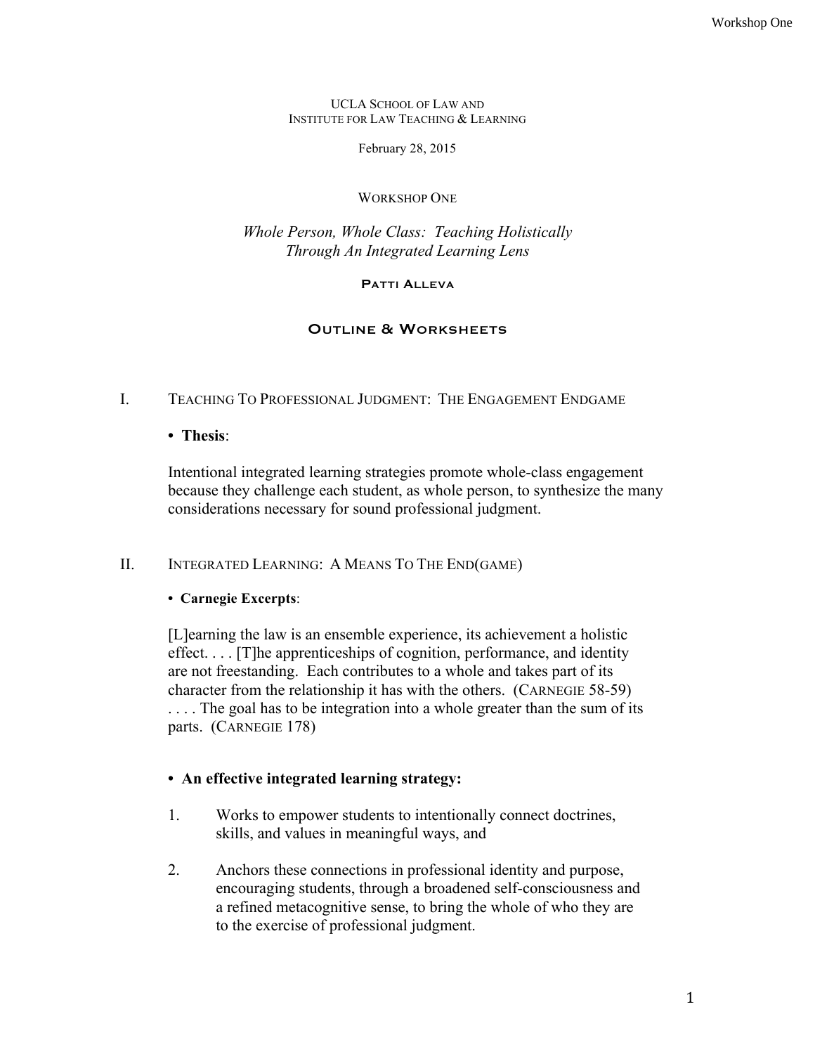UCLA SCHOOL OF LAW AND
INSTITUTE FOR LAW TEACHING & LEARNING

February 28, 2015

WORKSHOP ONE

# *Whole Person, Whole Class: Teaching Holistically Through An Integrated Learning Lens*

PATTI ALLEVA

## OUTLINE & WORKSHEETS

## I. TEACHING TO PROFESSIONAL JUDGMENT: THE ENGAGEMENT ENDGAME

• **Thesis**:

Intentional integrated learning strategies promote whole-class engagement because they challenge each student, as whole person, to synthesize the many considerations necessary for sound professional judgment.

## II. INTEGRATED LEARNING: A MEANS TO THE END(GAME)

• **Carnegie Excerpts**:

[L]earning the law is an ensemble experience, its achievement a holistic effect. . . . [T]he apprenticeships of cognition, performance, and identity are not freestanding. Each contributes to a whole and takes part of its character from the relationship it has with the others. (CARNEGIE 58-59) . . . . The goal has to be integration into a whole greater than the sum of its parts. (CARNEGIE 178)

• **An effective integrated learning strategy:**

1. Works to empower students to intentionally connect doctrines, skills, and values in meaningful ways, and

2. Anchors these connections in professional identity and purpose, encouraging students, through a broadened self-consciousness and a refined metacognitive sense, to bring the whole of who they are to the exercise of professional judgment.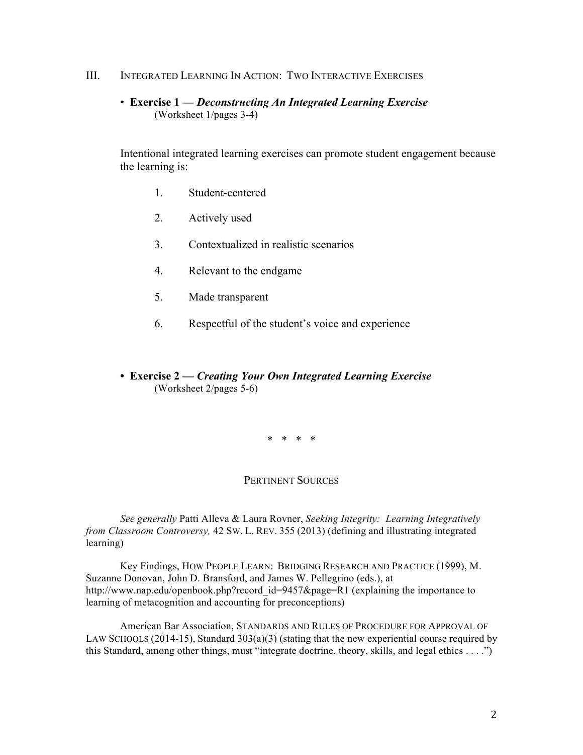## III. Integrated Learning In Action: Two Interactive Exercises

- **Exercise 1 — *Deconstructing An Integrated Learning Exercise***
  (Worksheet 1/pages 3-4)

Intentional integrated learning exercises can promote student engagement because the learning is:

1. Student-centered
2. Actively used
3. Contextualized in realistic scenarios
4. Relevant to the endgame
5. Made transparent
6. Respectful of the student's voice and experience

- **Exercise 2 — *Creating Your Own Integrated Learning Exercise***
  (Worksheet 2/pages 5-6)

\* \* \* \*

### Pertinent Sources

*See generally* Patti Alleva & Laura Rovner, *Seeking Integrity: Learning Integratively from Classroom Controversy,* 42 Sw. L. Rev. 355 (2013) (defining and illustrating integrated learning)

Key Findings, How People Learn: Bridging Research and Practice (1999), M. Suzanne Donovan, John D. Bransford, and James W. Pellegrino (eds.), at http://www.nap.edu/openbook.php?record_id=9457&page=R1 (explaining the importance to learning of metacognition and accounting for preconceptions)

American Bar Association, Standards and Rules of Procedure for Approval of Law Schools (2014-15), Standard 303(a)(3) (stating that the new experiential course required by this Standard, among other things, must "integrate doctrine, theory, skills, and legal ethics . . . .")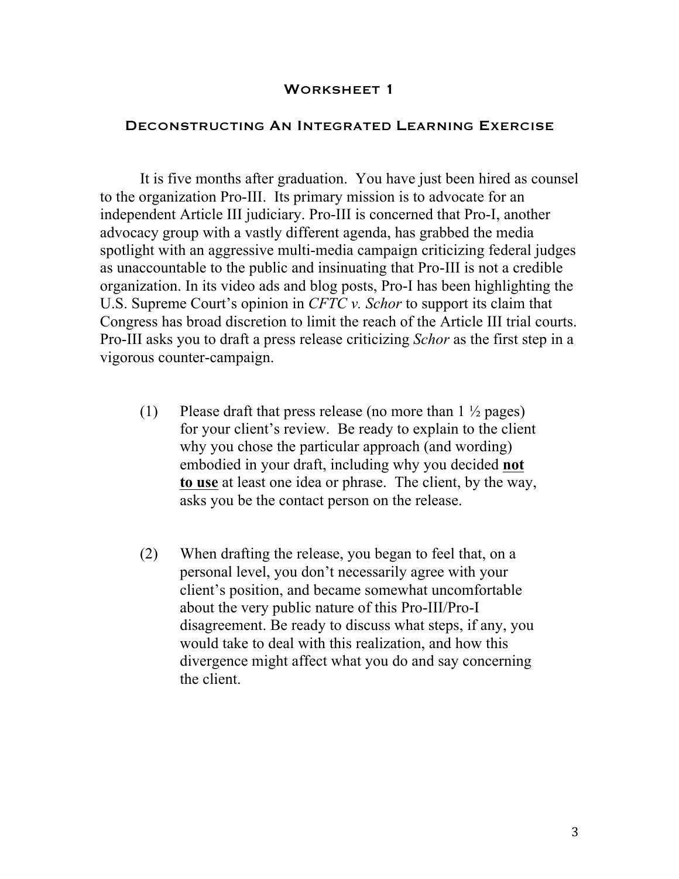## Worksheet 1

### Deconstructing An Integrated Learning Exercise

It is five months after graduation. You have just been hired as counsel to the organization Pro-III. Its primary mission is to advocate for an independent Article III judiciary. Pro-III is concerned that Pro-I, another advocacy group with a vastly different agenda, has grabbed the media spotlight with an aggressive multi-media campaign criticizing federal judges as unaccountable to the public and insinuating that Pro-III is not a credible organization. In its video ads and blog posts, Pro-I has been highlighting the U.S. Supreme Court's opinion in *CFTC v. Schor* to support its claim that Congress has broad discretion to limit the reach of the Article III trial courts. Pro-III asks you to draft a press release criticizing *Schor* as the first step in a vigorous counter-campaign.

(1) Please draft that press release (no more than 1 ½ pages) for your client's review. Be ready to explain to the client why you chose the particular approach (and wording) embodied in your draft, including why you decided **not to use** at least one idea or phrase. The client, by the way, asks you be the contact person on the release.

(2) When drafting the release, you began to feel that, on a personal level, you don't necessarily agree with your client's position, and became somewhat uncomfortable about the very public nature of this Pro-III/Pro-I disagreement. Be ready to discuss what steps, if any, you would take to deal with this realization, and how this divergence might affect what you do and say concerning the client.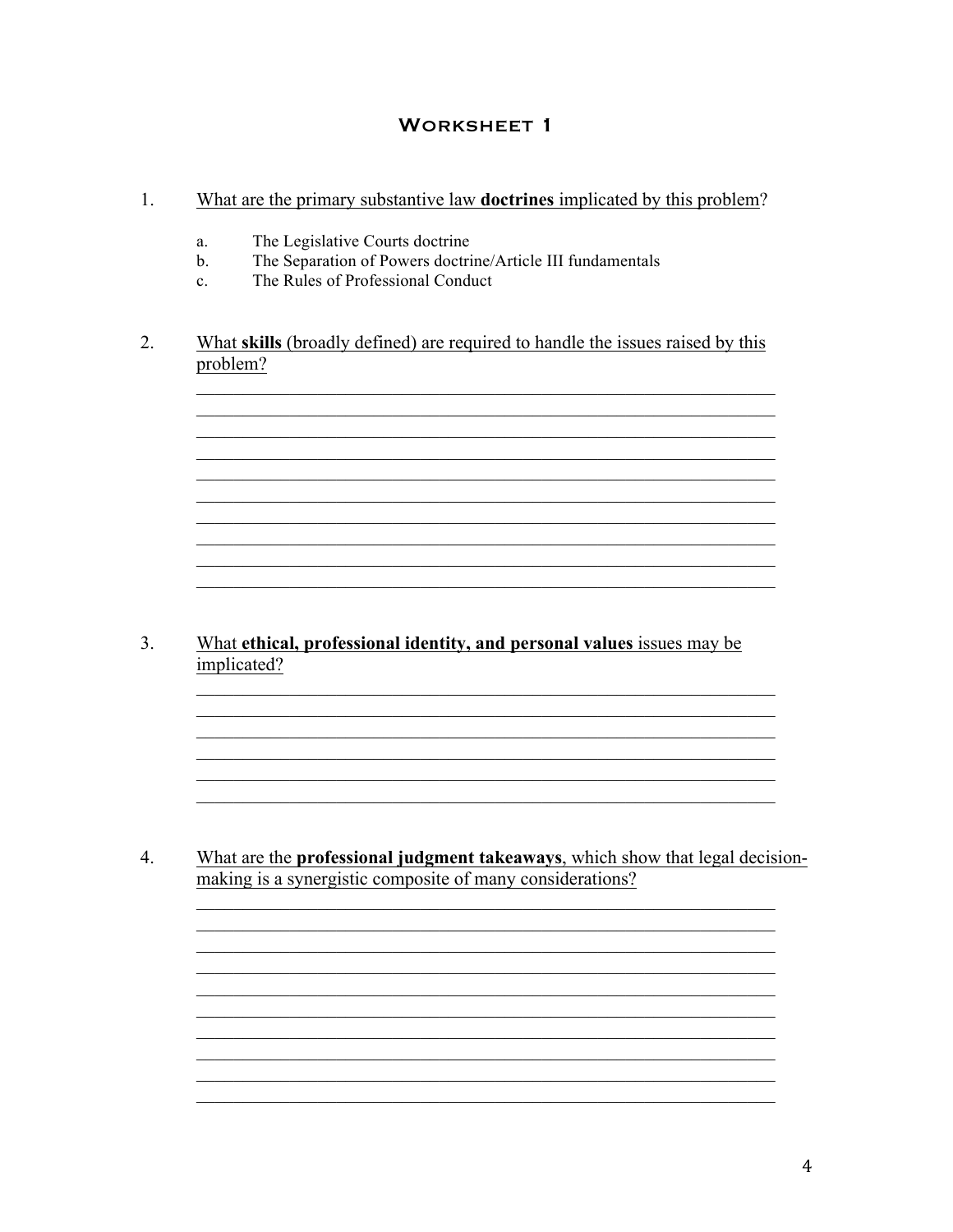# Worksheet 1

1. <u>What are the primary substantive law **doctrines** implicated by this problem</u>?

   a. The Legislative Courts doctrine
   b. The Separation of Powers doctrine/Article III fundamentals
   c. The Rules of Professional Conduct

2. <u>What **skills** (broadly defined) are required to handle the issues raised by this problem?</u>

3. <u>What **ethical, professional identity, and personal values** issues may be implicated?</u>

4. <u>What are the **professional judgment takeaways**, which show that legal decision-making is a synergistic composite of many considerations?</u>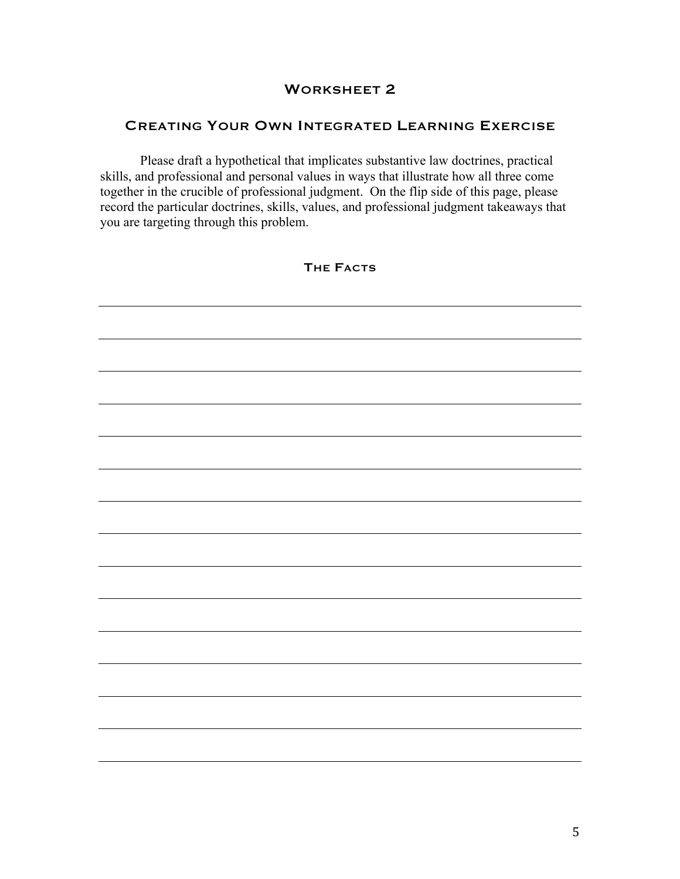# Worksheet 2

## Creating Your Own Integrated Learning Exercise

Please draft a hypothetical that implicates substantive law doctrines, practical skills, and professional and personal values in ways that illustrate how all three come together in the crucible of professional judgment. On the flip side of this page, please record the particular doctrines, skills, values, and professional judgment takeaways that you are targeting through this problem.

### The Facts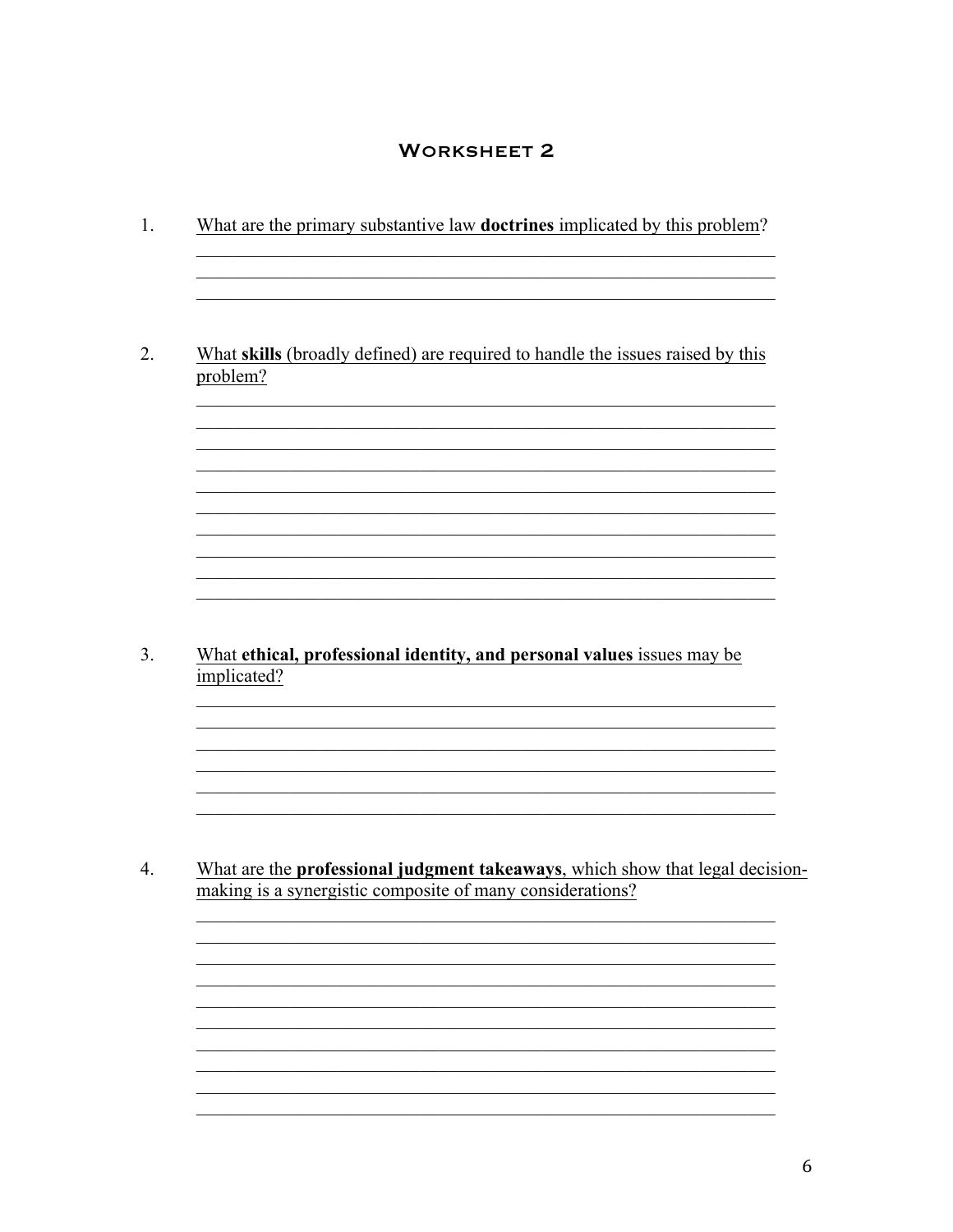## Worksheet 2

1. What are the primary substantive law **doctrines** implicated by this problem?

2. What **skills** (broadly defined) are required to handle the issues raised by this problem?

3. What **ethical, professional identity, and personal values** issues may be implicated?

4. What are the **professional judgment takeaways**, which show that legal decision-making is a synergistic composite of many considerations?